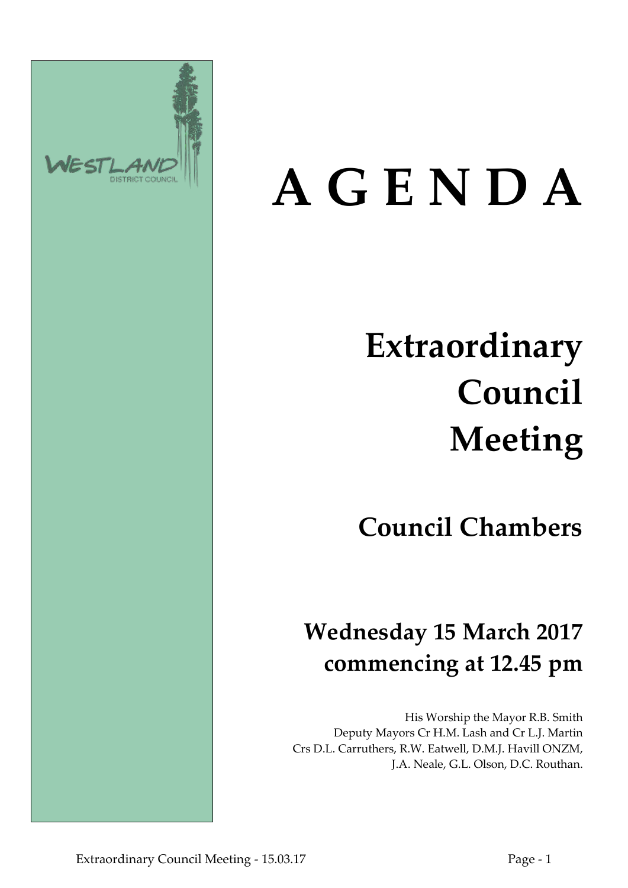WESTLAND
DISTRICT COUNCIL

# A G E N D A

# Extraordinary Council Meeting

## Council Chambers

## Wednesday 15 March 2017 commencing at 12.45 pm

His Worship the Mayor R.B. Smith
Deputy Mayors Cr H.M. Lash and Cr L.J. Martin
Crs D.L. Carruthers, R.W. Eatwell, D.M.J. Havill ONZM,
J.A. Neale, G.L. Olson, D.C. Routhan.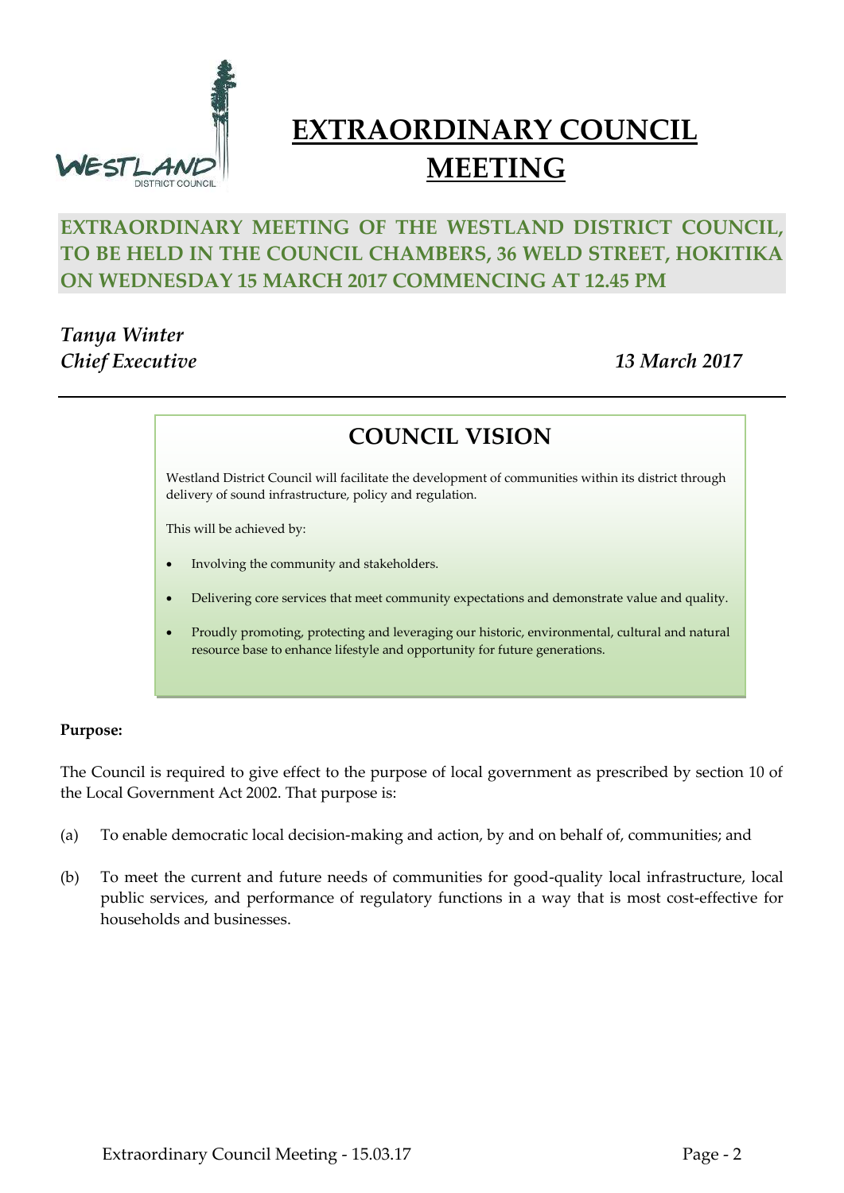# EXTRAORDINARY COUNCIL MEETING

## EXTRAORDINARY MEETING OF THE WESTLAND DISTRICT COUNCIL, TO BE HELD IN THE COUNCIL CHAMBERS, 36 WELD STREET, HOKITIKA ON WEDNESDAY 15 MARCH 2017 COMMENCING AT 12.45 PM

*Tanya Winter*
*Chief Executive* *13 March 2017*

---

## COUNCIL VISION

Westland District Council will facilitate the development of communities within its district through delivery of sound infrastructure, policy and regulation.

This will be achieved by:

- Involving the community and stakeholders.
- Delivering core services that meet community expectations and demonstrate value and quality.
- Proudly promoting, protecting and leveraging our historic, environmental, cultural and natural resource base to enhance lifestyle and opportunity for future generations.

**Purpose:**

The Council is required to give effect to the purpose of local government as prescribed by section 10 of the Local Government Act 2002. That purpose is:

(a) To enable democratic local decision-making and action, by and on behalf of, communities; and

(b) To meet the current and future needs of communities for good-quality local infrastructure, local public services, and performance of regulatory functions in a way that is most cost-effective for households and businesses.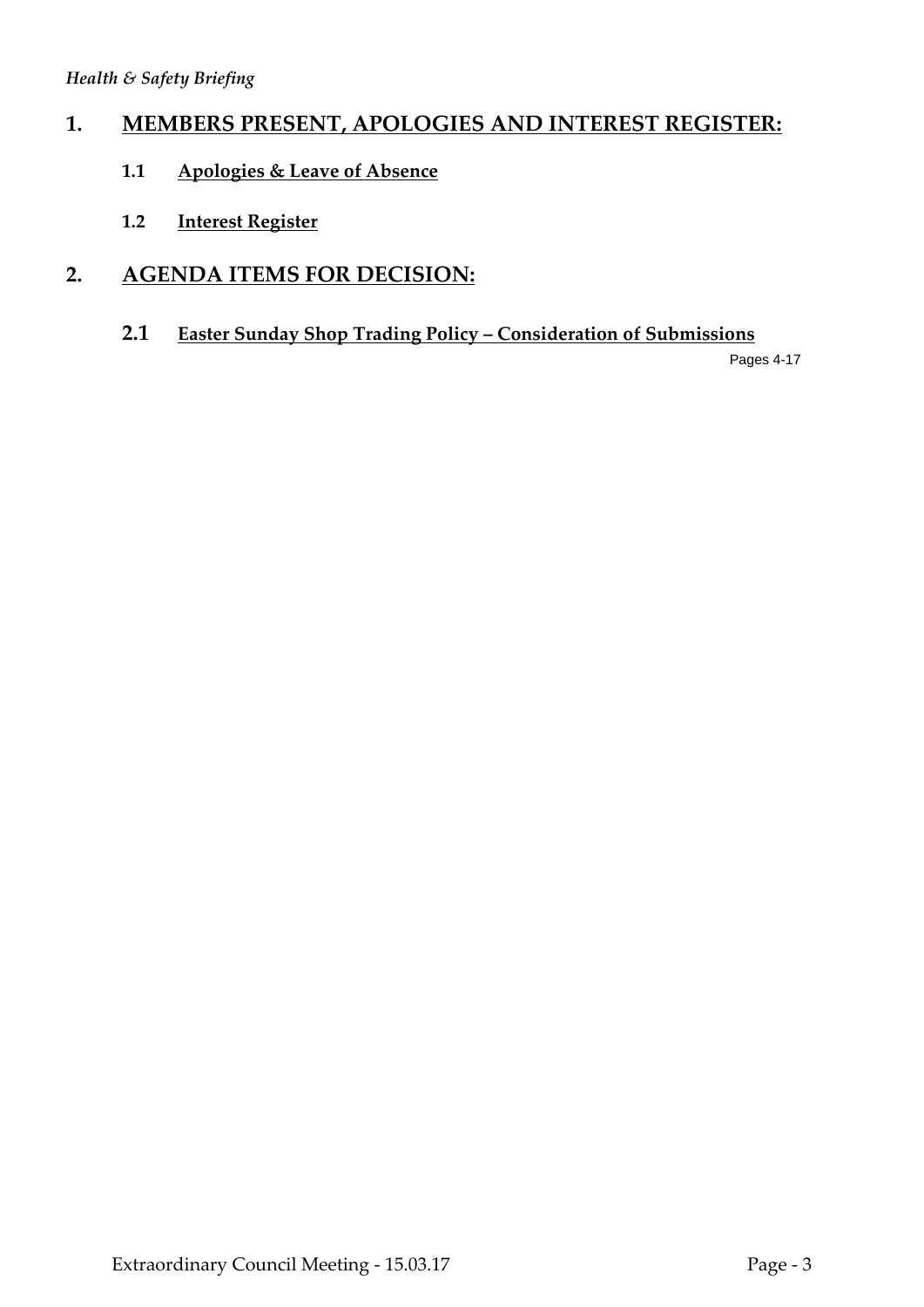*Health & Safety Briefing*

## 1. MEMBERS PRESENT, APOLOGIES AND INTEREST REGISTER:

### 1.1 Apologies & Leave of Absence

### 1.2 Interest Register

## 2. AGENDA ITEMS FOR DECISION:

### 2.1 Easter Sunday Shop Trading Policy – Consideration of Submissions

Pages 4-17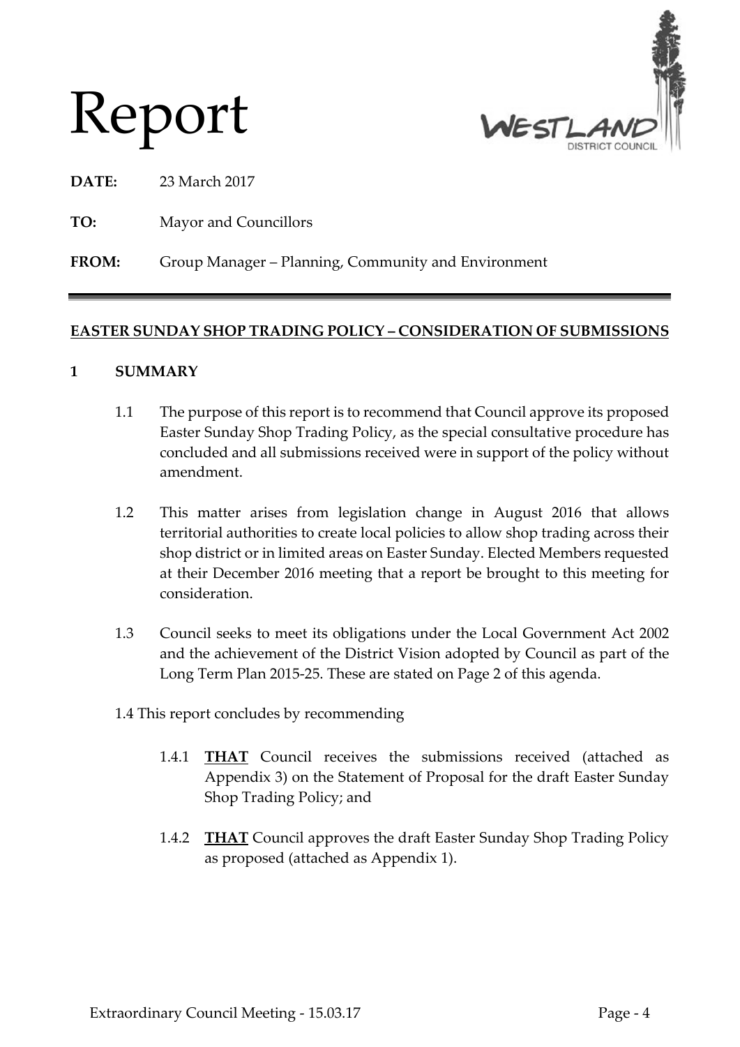# Report

**DATE:** 23 March 2017

**TO:** Mayor and Councillors

**FROM:** Group Manager – Planning, Community and Environment

---

## EASTER SUNDAY SHOP TRADING POLICY – CONSIDERATION OF SUBMISSIONS

### 1 SUMMARY

1.1 The purpose of this report is to recommend that Council approve its proposed Easter Sunday Shop Trading Policy, as the special consultative procedure has concluded and all submissions received were in support of the policy without amendment.

1.2 This matter arises from legislation change in August 2016 that allows territorial authorities to create local policies to allow shop trading across their shop district or in limited areas on Easter Sunday. Elected Members requested at their December 2016 meeting that a report be brought to this meeting for consideration.

1.3 Council seeks to meet its obligations under the Local Government Act 2002 and the achievement of the District Vision adopted by Council as part of the Long Term Plan 2015-25. These are stated on Page 2 of this agenda.

1.4 This report concludes by recommending

1.4.1 **THAT** Council receives the submissions received (attached as Appendix 3) on the Statement of Proposal for the draft Easter Sunday Shop Trading Policy; and

1.4.2 **THAT** Council approves the draft Easter Sunday Shop Trading Policy as proposed (attached as Appendix 1).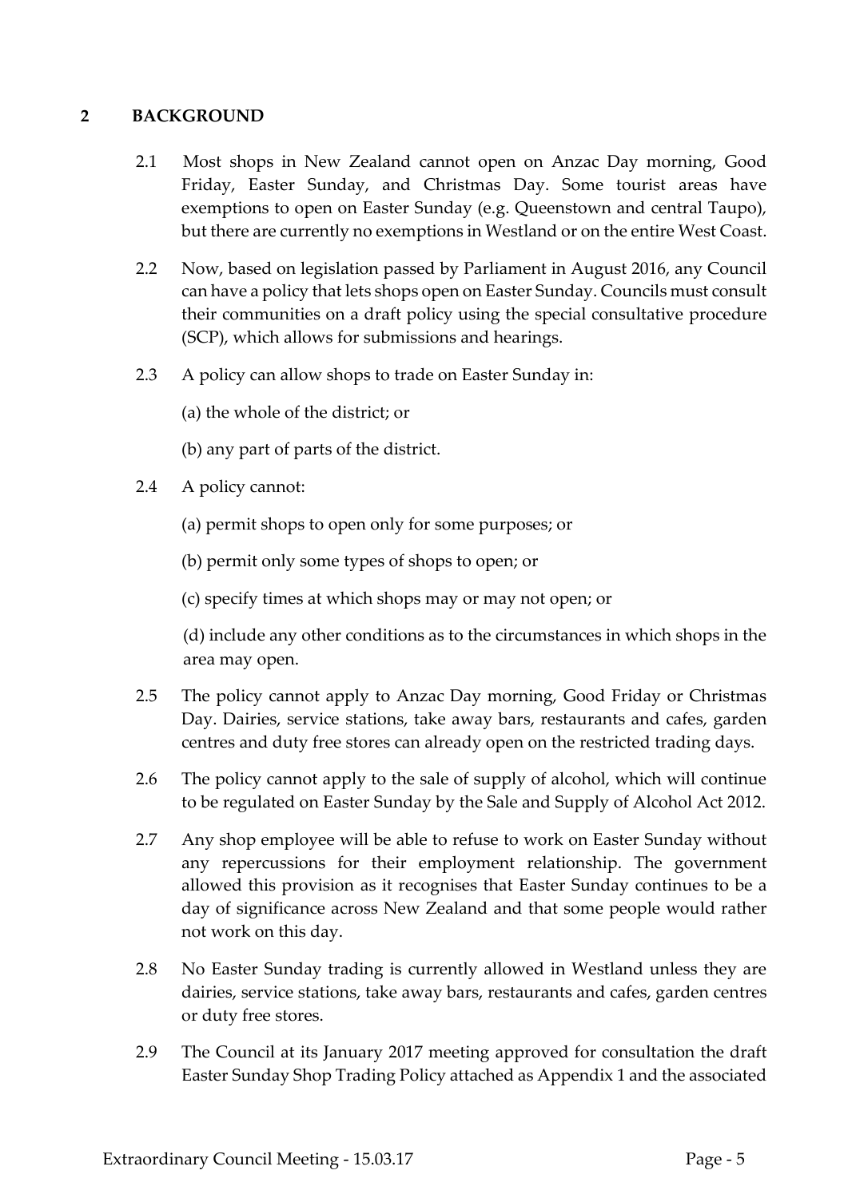## 2 BACKGROUND

2.1 Most shops in New Zealand cannot open on Anzac Day morning, Good Friday, Easter Sunday, and Christmas Day. Some tourist areas have exemptions to open on Easter Sunday (e.g. Queenstown and central Taupo), but there are currently no exemptions in Westland or on the entire West Coast.

2.2 Now, based on legislation passed by Parliament in August 2016, any Council can have a policy that lets shops open on Easter Sunday. Councils must consult their communities on a draft policy using the special consultative procedure (SCP), which allows for submissions and hearings.

2.3 A policy can allow shops to trade on Easter Sunday in:

(a) the whole of the district; or

(b) any part of parts of the district.

2.4 A policy cannot:

(a) permit shops to open only for some purposes; or

(b) permit only some types of shops to open; or

(c) specify times at which shops may or may not open; or

(d) include any other conditions as to the circumstances in which shops in the area may open.

2.5 The policy cannot apply to Anzac Day morning, Good Friday or Christmas Day. Dairies, service stations, take away bars, restaurants and cafes, garden centres and duty free stores can already open on the restricted trading days.

2.6 The policy cannot apply to the sale of supply of alcohol, which will continue to be regulated on Easter Sunday by the Sale and Supply of Alcohol Act 2012.

2.7 Any shop employee will be able to refuse to work on Easter Sunday without any repercussions for their employment relationship. The government allowed this provision as it recognises that Easter Sunday continues to be a day of significance across New Zealand and that some people would rather not work on this day.

2.8 No Easter Sunday trading is currently allowed in Westland unless they are dairies, service stations, take away bars, restaurants and cafes, garden centres or duty free stores.

2.9 The Council at its January 2017 meeting approved for consultation the draft Easter Sunday Shop Trading Policy attached as Appendix 1 and the associated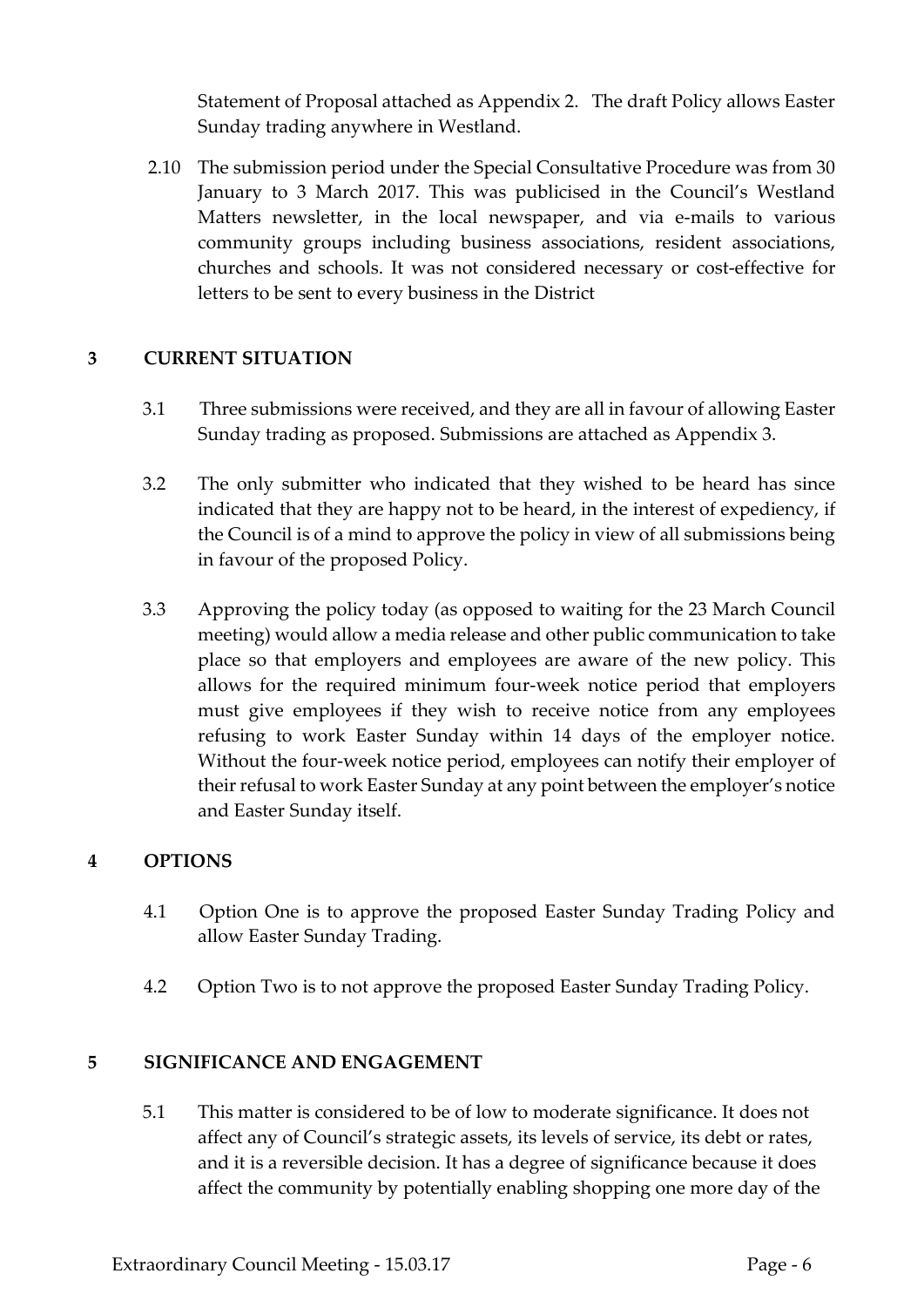Statement of Proposal attached as Appendix 2. The draft Policy allows Easter Sunday trading anywhere in Westland.

2.10 The submission period under the Special Consultative Procedure was from 30 January to 3 March 2017. This was publicised in the Council's Westland Matters newsletter, in the local newspaper, and via e-mails to various community groups including business associations, resident associations, churches and schools. It was not considered necessary or cost-effective for letters to be sent to every business in the District

## 3 CURRENT SITUATION

3.1 Three submissions were received, and they are all in favour of allowing Easter Sunday trading as proposed. Submissions are attached as Appendix 3.

3.2 The only submitter who indicated that they wished to be heard has since indicated that they are happy not to be heard, in the interest of expediency, if the Council is of a mind to approve the policy in view of all submissions being in favour of the proposed Policy.

3.3 Approving the policy today (as opposed to waiting for the 23 March Council meeting) would allow a media release and other public communication to take place so that employers and employees are aware of the new policy. This allows for the required minimum four-week notice period that employers must give employees if they wish to receive notice from any employees refusing to work Easter Sunday within 14 days of the employer notice. Without the four-week notice period, employees can notify their employer of their refusal to work Easter Sunday at any point between the employer's notice and Easter Sunday itself.

## 4 OPTIONS

4.1 Option One is to approve the proposed Easter Sunday Trading Policy and allow Easter Sunday Trading.

4.2 Option Two is to not approve the proposed Easter Sunday Trading Policy.

## 5 SIGNIFICANCE AND ENGAGEMENT

5.1 This matter is considered to be of low to moderate significance. It does not affect any of Council's strategic assets, its levels of service, its debt or rates, and it is a reversible decision. It has a degree of significance because it does affect the community by potentially enabling shopping one more day of the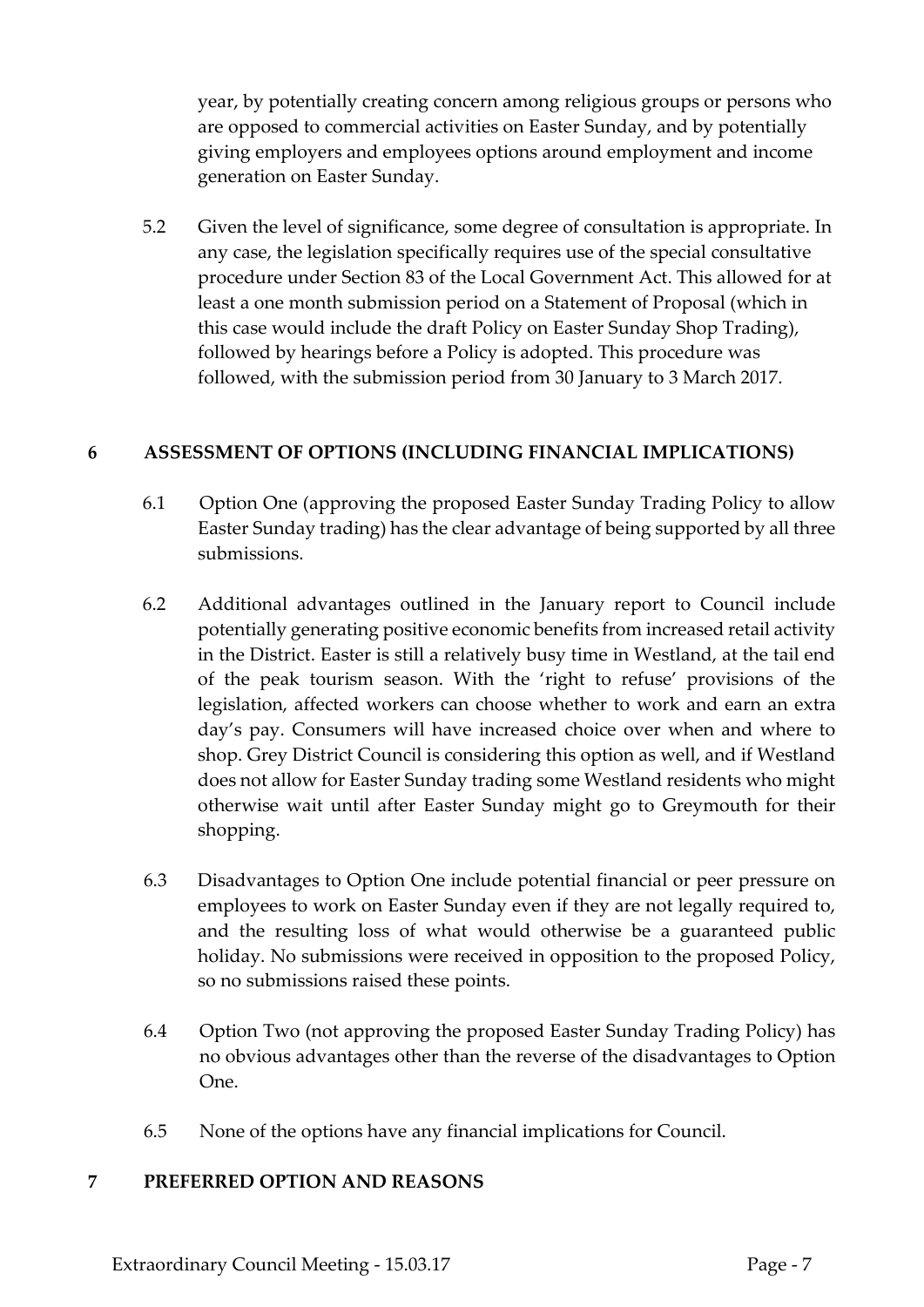year, by potentially creating concern among religious groups or persons who are opposed to commercial activities on Easter Sunday, and by potentially giving employers and employees options around employment and income generation on Easter Sunday.

5.2 Given the level of significance, some degree of consultation is appropriate. In any case, the legislation specifically requires use of the special consultative procedure under Section 83 of the Local Government Act. This allowed for at least a one month submission period on a Statement of Proposal (which in this case would include the draft Policy on Easter Sunday Shop Trading), followed by hearings before a Policy is adopted. This procedure was followed, with the submission period from 30 January to 3 March 2017.

## 6 ASSESSMENT OF OPTIONS (INCLUDING FINANCIAL IMPLICATIONS)

6.1 Option One (approving the proposed Easter Sunday Trading Policy to allow Easter Sunday trading) has the clear advantage of being supported by all three submissions.

6.2 Additional advantages outlined in the January report to Council include potentially generating positive economic benefits from increased retail activity in the District. Easter is still a relatively busy time in Westland, at the tail end of the peak tourism season. With the 'right to refuse' provisions of the legislation, affected workers can choose whether to work and earn an extra day's pay. Consumers will have increased choice over when and where to shop. Grey District Council is considering this option as well, and if Westland does not allow for Easter Sunday trading some Westland residents who might otherwise wait until after Easter Sunday might go to Greymouth for their shopping.

6.3 Disadvantages to Option One include potential financial or peer pressure on employees to work on Easter Sunday even if they are not legally required to, and the resulting loss of what would otherwise be a guaranteed public holiday. No submissions were received in opposition to the proposed Policy, so no submissions raised these points.

6.4 Option Two (not approving the proposed Easter Sunday Trading Policy) has no obvious advantages other than the reverse of the disadvantages to Option One.

6.5 None of the options have any financial implications for Council.

## 7 PREFERRED OPTION AND REASONS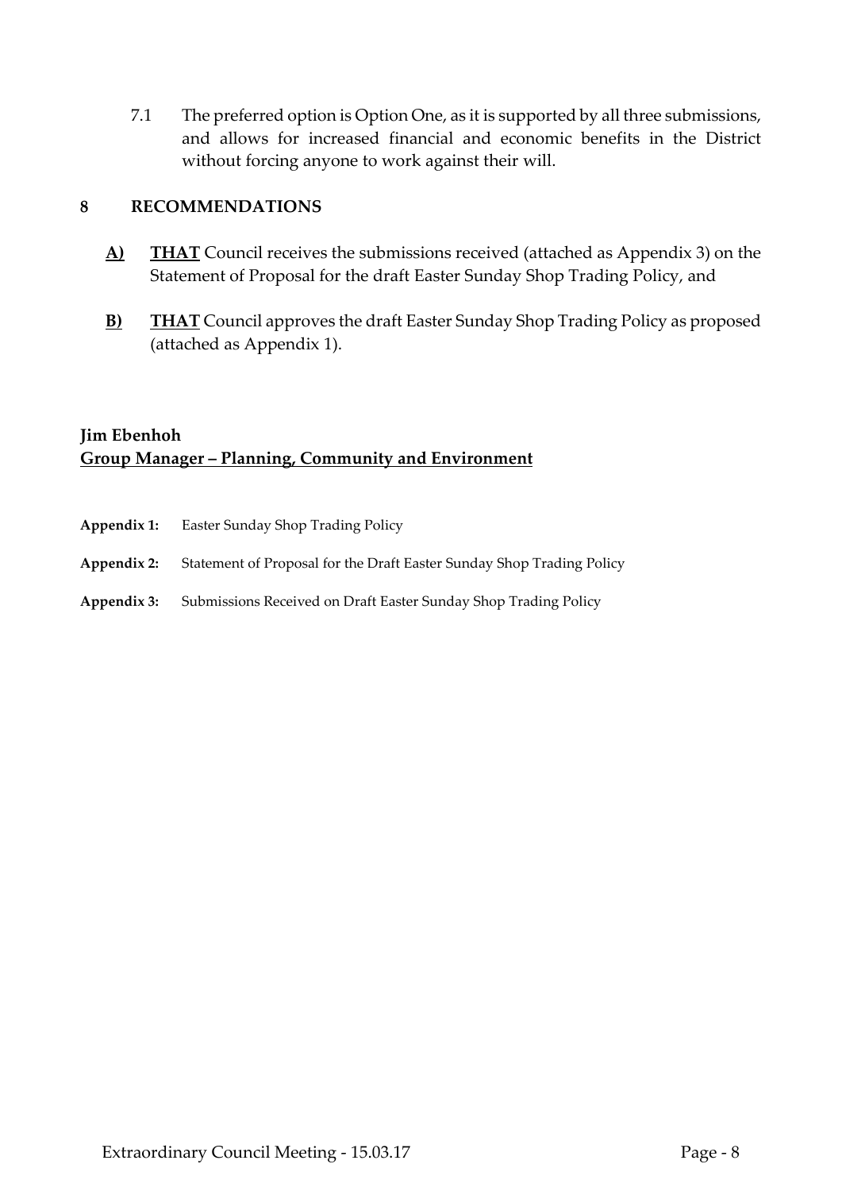7.1 The preferred option is Option One, as it is supported by all three submissions, and allows for increased financial and economic benefits in the District without forcing anyone to work against their will.

## 8 RECOMMENDATIONS

**A)** **THAT** Council receives the submissions received (attached as Appendix 3) on the Statement of Proposal for the draft Easter Sunday Shop Trading Policy, and

**B)** **THAT** Council approves the draft Easter Sunday Shop Trading Policy as proposed (attached as Appendix 1).

**Jim Ebenhoh**
**Group Manager – Planning, Community and Environment**

**Appendix 1:** Easter Sunday Shop Trading Policy

**Appendix 2:** Statement of Proposal for the Draft Easter Sunday Shop Trading Policy

**Appendix 3:** Submissions Received on Draft Easter Sunday Shop Trading Policy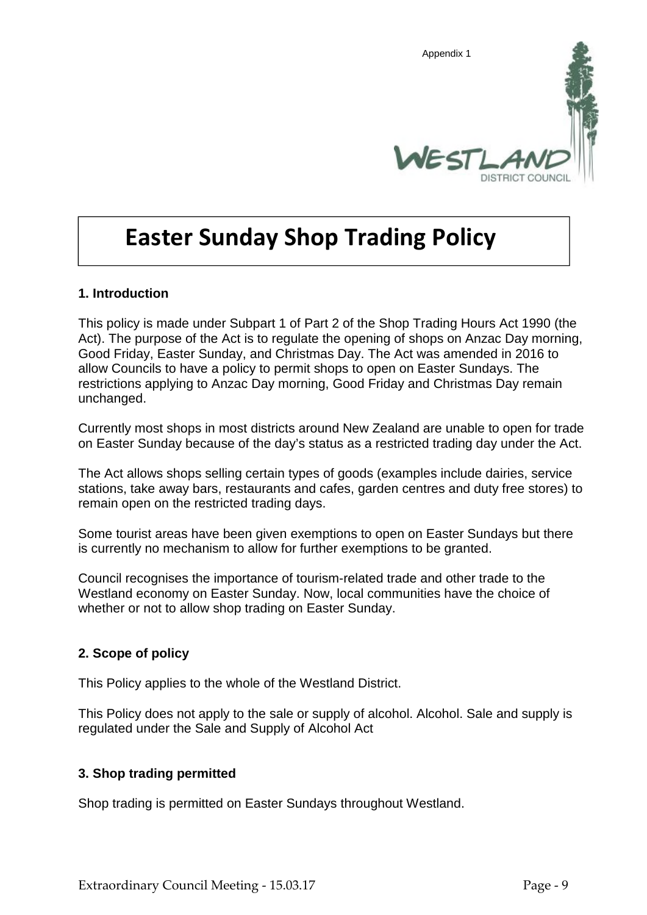Appendix 1

# Easter Sunday Shop Trading Policy

### 1. Introduction

This policy is made under Subpart 1 of Part 2 of the Shop Trading Hours Act 1990 (the Act). The purpose of the Act is to regulate the opening of shops on Anzac Day morning, Good Friday, Easter Sunday, and Christmas Day. The Act was amended in 2016 to allow Councils to have a policy to permit shops to open on Easter Sundays. The restrictions applying to Anzac Day morning, Good Friday and Christmas Day remain unchanged.

Currently most shops in most districts around New Zealand are unable to open for trade on Easter Sunday because of the day's status as a restricted trading day under the Act.

The Act allows shops selling certain types of goods (examples include dairies, service stations, take away bars, restaurants and cafes, garden centres and duty free stores) to remain open on the restricted trading days.

Some tourist areas have been given exemptions to open on Easter Sundays but there is currently no mechanism to allow for further exemptions to be granted.

Council recognises the importance of tourism-related trade and other trade to the Westland economy on Easter Sunday. Now, local communities have the choice of whether or not to allow shop trading on Easter Sunday.

### 2. Scope of policy

This Policy applies to the whole of the Westland District.

This Policy does not apply to the sale or supply of alcohol. Alcohol. Sale and supply is regulated under the Sale and Supply of Alcohol Act

### 3. Shop trading permitted

Shop trading is permitted on Easter Sundays throughout Westland.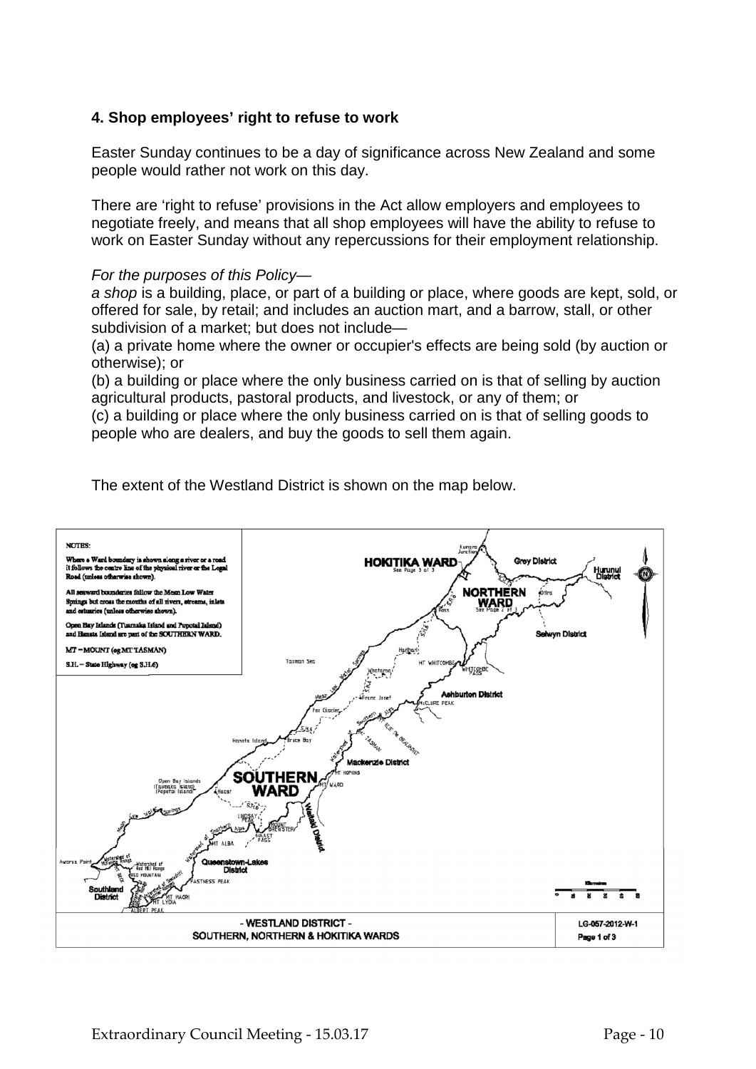### 4. Shop employees' right to refuse to work

Easter Sunday continues to be a day of significance across New Zealand and some people would rather not work on this day.

There are 'right to refuse' provisions in the Act allow employers and employees to negotiate freely, and means that all shop employees will have the ability to refuse to work on Easter Sunday without any repercussions for their employment relationship.

*For the purposes of this Policy—*

*a shop* is a building, place, or part of a building or place, where goods are kept, sold, or offered for sale, by retail; and includes an auction mart, and a barrow, stall, or other subdivision of a market; but does not include—

(a) a private home where the owner or occupier's effects are being sold (by auction or otherwise); or

(b) a building or place where the only business carried on is that of selling by auction agricultural products, pastoral products, and livestock, or any of them; or

(c) a building or place where the only business carried on is that of selling goods to people who are dealers, and buy the goods to sell them again.

The extent of the Westland District is shown on the map below.

NOTES:

Where a Ward boundary is shown along a river or a road it follows the centre line of the physical river or the Legal Road (unless otherwise shown).

All seaward boundaries follow the Mean Low Water Springs but cross the mouths of all rivers, streams, inlets and estuaries (unless otherwise shown).

Open Bay Islands (Taumaka Island and Popotai Island) and Hanata Island are part of the SOUTHERN WARD.

MT = MOUNT (eg MT TASMAN)

S.H. = State Highway (eg S.H.6)

- WESTLAND DISTRICT -
SOUTHERN, NORTHERN & HOKITIKA WARDS

LG-057-2012-W-1
Page 1 of 3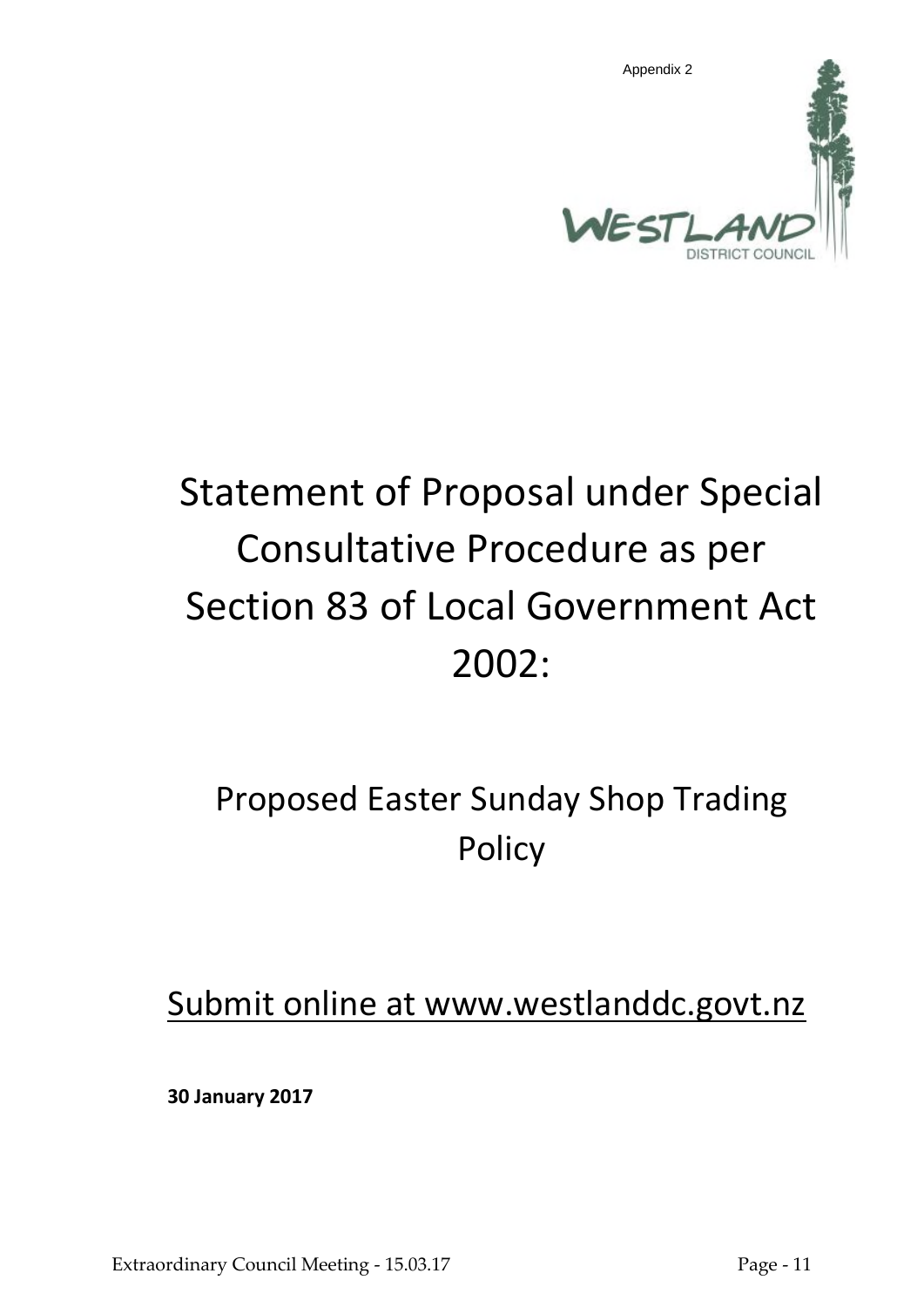Appendix 2

Westland District Council

# Statement of Proposal under Special Consultative Procedure as per Section 83 of Local Government Act 2002:

## Proposed Easter Sunday Shop Trading Policy

Submit online at www.westlanddc.govt.nz

**30 January 2017**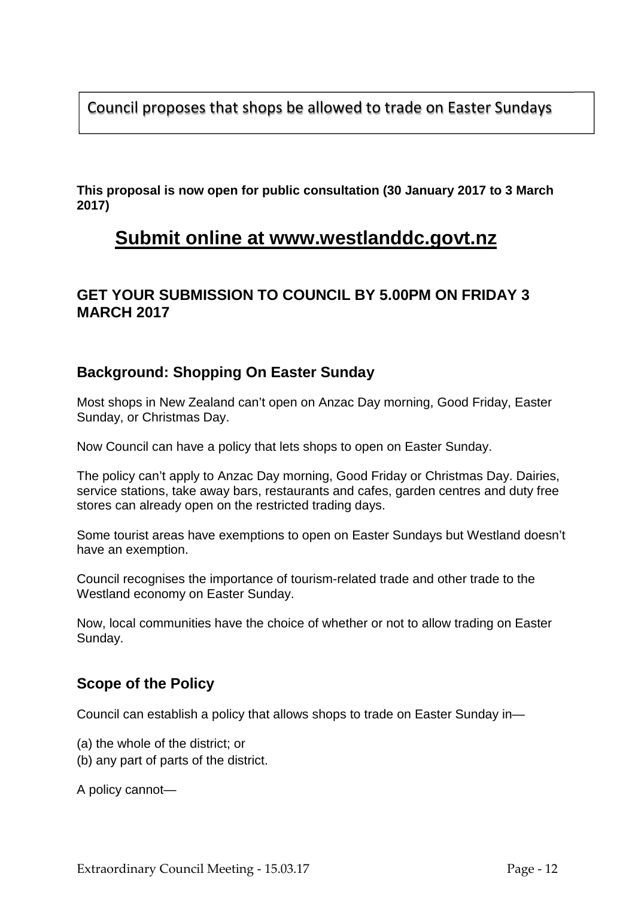Council proposes that shops be allowed to trade on Easter Sundays

**This proposal is now open for public consultation (30 January 2017 to 3 March 2017)**

# Submit online at www.westlanddc.govt.nz

### GET YOUR SUBMISSION TO COUNCIL BY 5.00PM ON FRIDAY 3 MARCH 2017

### Background: Shopping On Easter Sunday

Most shops in New Zealand can't open on Anzac Day morning, Good Friday, Easter Sunday, or Christmas Day.

Now Council can have a policy that lets shops to open on Easter Sunday.

The policy can't apply to Anzac Day morning, Good Friday or Christmas Day. Dairies, service stations, take away bars, restaurants and cafes, garden centres and duty free stores can already open on the restricted trading days.

Some tourist areas have exemptions to open on Easter Sundays but Westland doesn't have an exemption.

Council recognises the importance of tourism-related trade and other trade to the Westland economy on Easter Sunday.

Now, local communities have the choice of whether or not to allow trading on Easter Sunday.

### Scope of the Policy

Council can establish a policy that allows shops to trade on Easter Sunday in—

(a) the whole of the district; or
(b) any part of parts of the district.

A policy cannot—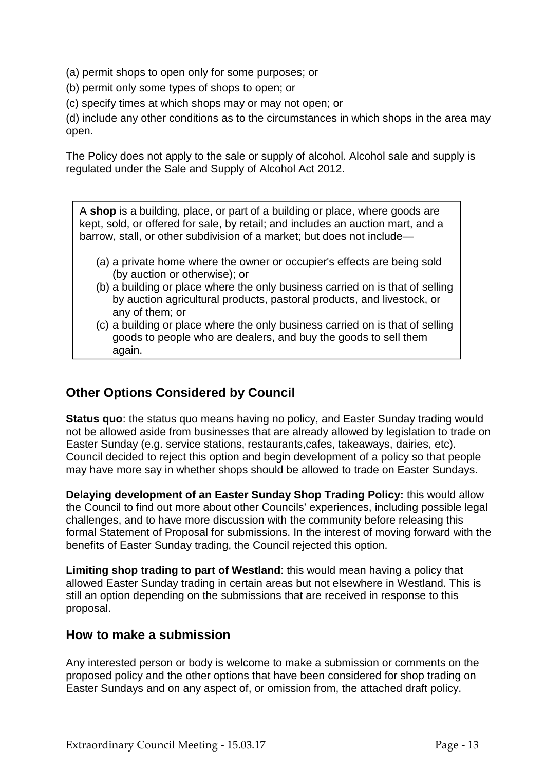(a) permit shops to open only for some purposes; or

(b) permit only some types of shops to open; or

(c) specify times at which shops may or may not open; or

(d) include any other conditions as to the circumstances in which shops in the area may open.

The Policy does not apply to the sale or supply of alcohol. Alcohol sale and supply is regulated under the Sale and Supply of Alcohol Act 2012.

> A **shop** is a building, place, or part of a building or place, where goods are kept, sold, or offered for sale, by retail; and includes an auction mart, and a barrow, stall, or other subdivision of a market; but does not include—
>
> (a) a private home where the owner or occupier's effects are being sold (by auction or otherwise); or
> (b) a building or place where the only business carried on is that of selling by auction agricultural products, pastoral products, and livestock, or any of them; or
> (c) a building or place where the only business carried on is that of selling goods to people who are dealers, and buy the goods to sell them again.

## Other Options Considered by Council

**Status quo**: the status quo means having no policy, and Easter Sunday trading would not be allowed aside from businesses that are already allowed by legislation to trade on Easter Sunday (e.g. service stations, restaurants,cafes, takeaways, dairies, etc). Council decided to reject this option and begin development of a policy so that people may have more say in whether shops should be allowed to trade on Easter Sundays.

**Delaying development of an Easter Sunday Shop Trading Policy:** this would allow the Council to find out more about other Councils' experiences, including possible legal challenges, and to have more discussion with the community before releasing this formal Statement of Proposal for submissions. In the interest of moving forward with the benefits of Easter Sunday trading, the Council rejected this option.

**Limiting shop trading to part of Westland**: this would mean having a policy that allowed Easter Sunday trading in certain areas but not elsewhere in Westland. This is still an option depending on the submissions that are received in response to this proposal.

## How to make a submission

Any interested person or body is welcome to make a submission or comments on the proposed policy and the other options that have been considered for shop trading on Easter Sundays and on any aspect of, or omission from, the attached draft policy.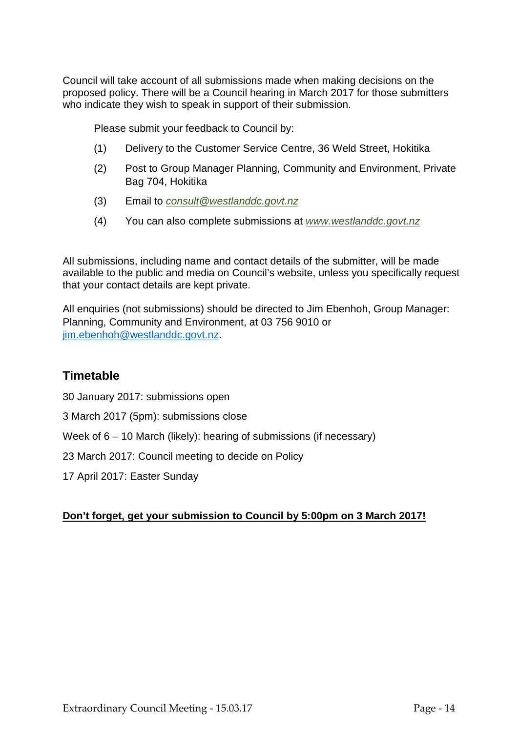Council will take account of all submissions made when making decisions on the proposed policy. There will be a Council hearing in March 2017 for those submitters who indicate they wish to speak in support of their submission.

Please submit your feedback to Council by:

(1) Delivery to the Customer Service Centre, 36 Weld Street, Hokitika

(2) Post to Group Manager Planning, Community and Environment, Private Bag 704, Hokitika

(3) Email to *consult@westlanddc.govt.nz*

(4) You can also complete submissions at *www.westlanddc.govt.nz*

All submissions, including name and contact details of the submitter, will be made available to the public and media on Council's website, unless you specifically request that your contact details are kept private.

All enquiries (not submissions) should be directed to Jim Ebenhoh, Group Manager: Planning, Community and Environment, at 03 756 9010 or jim.ebenhoh@westlanddc.govt.nz.

## Timetable

30 January 2017: submissions open

3 March 2017 (5pm): submissions close

Week of 6 – 10 March (likely): hearing of submissions (if necessary)

23 March 2017: Council meeting to decide on Policy

17 April 2017: Easter Sunday

**Don't forget, get your submission to Council by 5:00pm on 3 March 2017!**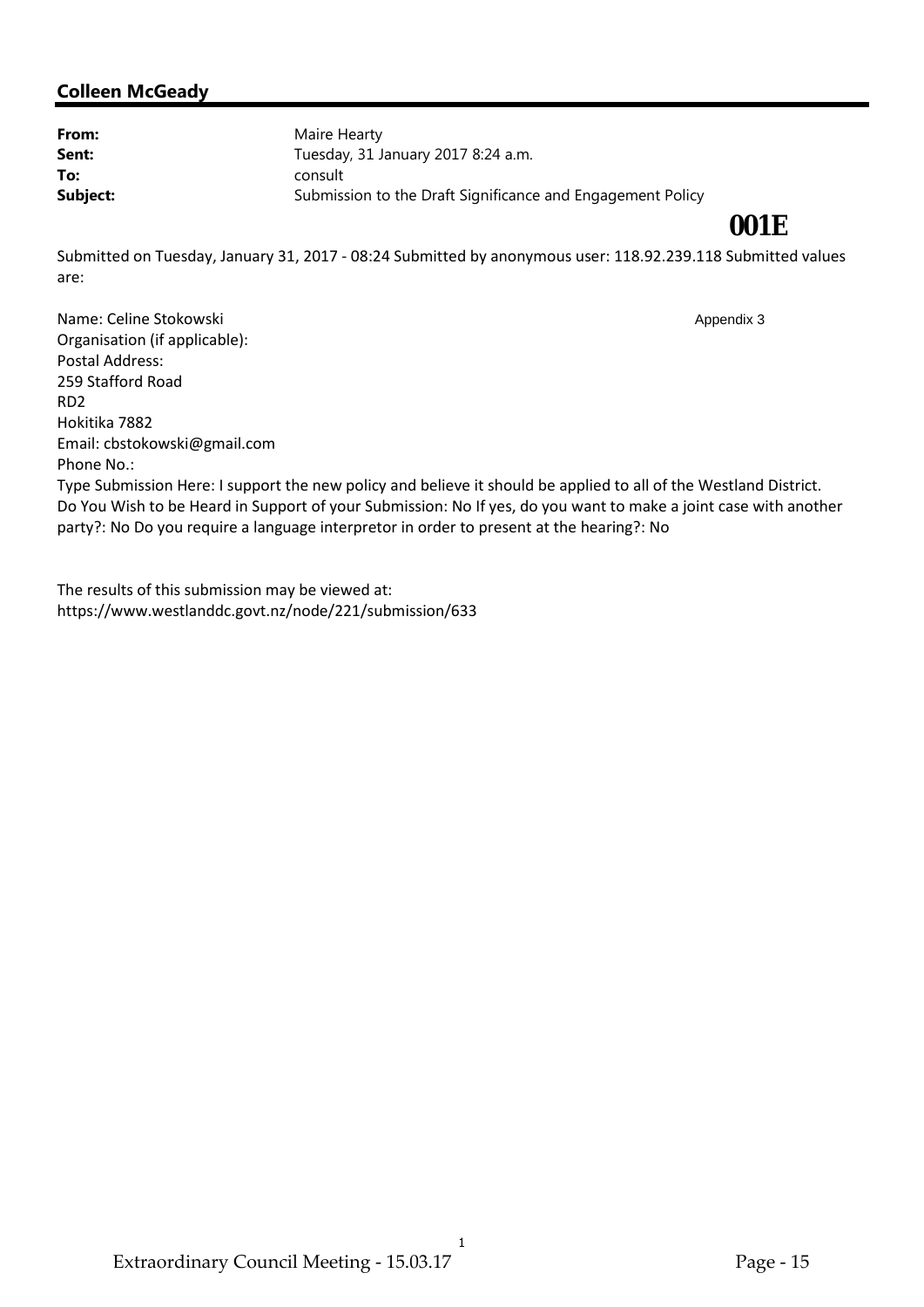**Colleen McGeady**

**From:** Maire Hearty
**Sent:** Tuesday, 31 January 2017 8:24 a.m.
**To:** consult
**Subject:** Submission to the Draft Significance and Engagement Policy

**001E**

Submitted on Tuesday, January 31, 2017 - 08:24 Submitted by anonymous user: 118.92.239.118 Submitted values are:

Appendix 3

Name: Celine Stokowski
Organisation (if applicable):
Postal Address:
259 Stafford Road
RD2
Hokitika 7882
Email: cbstokowski@gmail.com
Phone No.:
Type Submission Here: I support the new policy and believe it should be applied to all of the Westland District.
Do You Wish to be Heard in Support of your Submission: No If yes, do you want to make a joint case with another party?: No Do you require a language interpretor in order to present at the hearing?: No

The results of this submission may be viewed at:
https://www.westlanddc.govt.nz/node/221/submission/633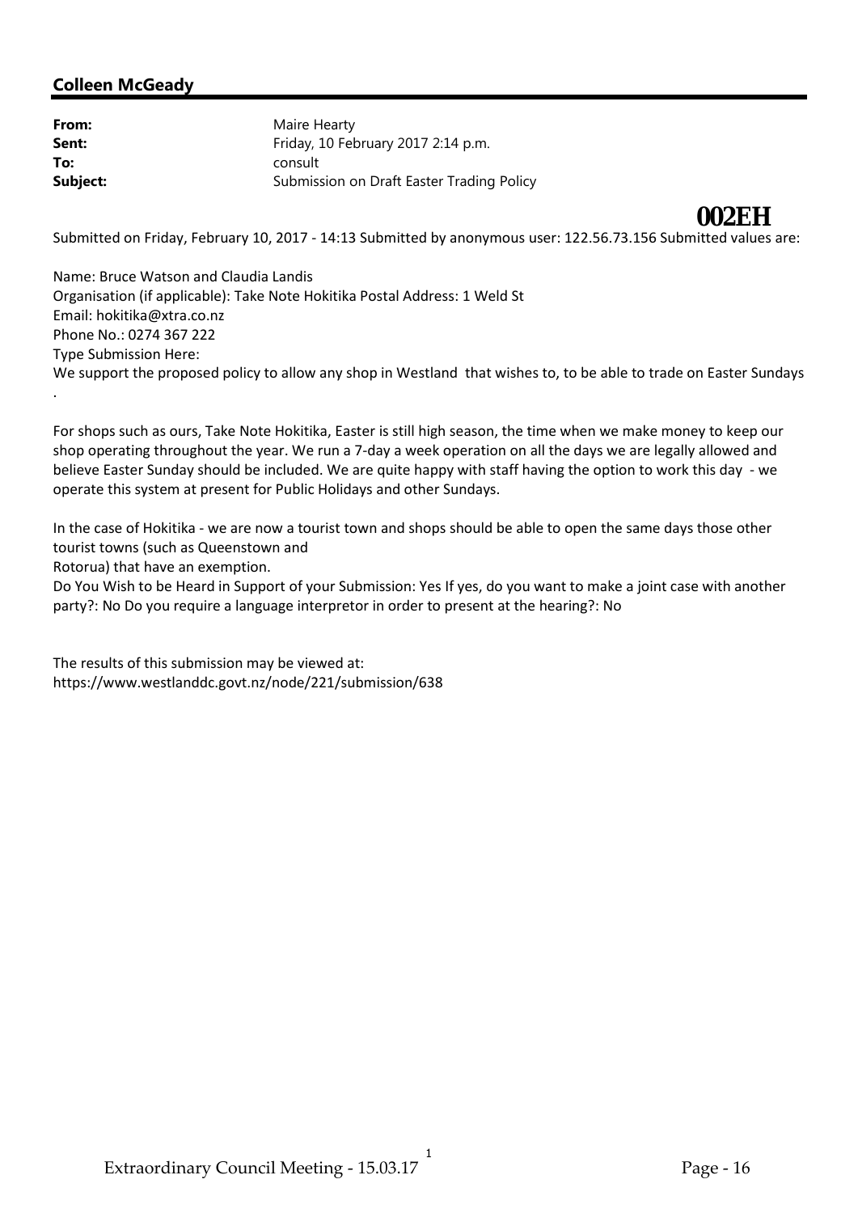**Colleen McGeady**

**From:** Maire Hearty
**Sent:** Friday, 10 February 2017 2:14 p.m.
**To:** consult
**Subject:** Submission on Draft Easter Trading Policy

**002EH**

Submitted on Friday, February 10, 2017 - 14:13 Submitted by anonymous user: 122.56.73.156 Submitted values are:

Name: Bruce Watson and Claudia Landis
Organisation (if applicable): Take Note Hokitika Postal Address: 1 Weld St
Email: hokitika@xtra.co.nz
Phone No.: 0274 367 222
Type Submission Here:
We support the proposed policy to allow any shop in Westland that wishes to, to be able to trade on Easter Sundays
.

For shops such as ours, Take Note Hokitika, Easter is still high season, the time when we make money to keep our shop operating throughout the year. We run a 7-day a week operation on all the days we are legally allowed and believe Easter Sunday should be included. We are quite happy with staff having the option to work this day - we operate this system at present for Public Holidays and other Sundays.

In the case of Hokitika - we are now a tourist town and shops should be able to open the same days those other tourist towns (such as Queenstown and
Rotorua) that have an exemption.
Do You Wish to be Heard in Support of your Submission: Yes If yes, do you want to make a joint case with another party?: No Do you require a language interpretor in order to present at the hearing?: No

The results of this submission may be viewed at:
https://www.westlanddc.govt.nz/node/221/submission/638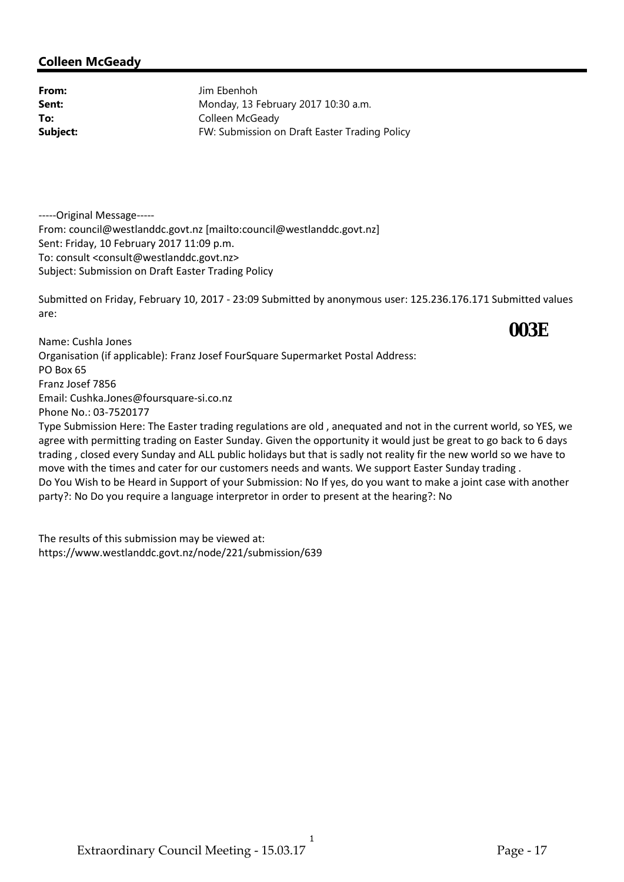**Colleen McGeady**

**From:** Jim Ebenhoh
**Sent:** Monday, 13 February 2017 10:30 a.m.
**To:** Colleen McGeady
**Subject:** FW: Submission on Draft Easter Trading Policy

-----Original Message-----
From: council@westlanddc.govt.nz [mailto:council@westlanddc.govt.nz]
Sent: Friday, 10 February 2017 11:09 p.m.
To: consult <consult@westlanddc.govt.nz>
Subject: Submission on Draft Easter Trading Policy

Submitted on Friday, February 10, 2017 - 23:09 Submitted by anonymous user: 125.236.176.171 Submitted values are:

**003E**

Name: Cushla Jones
Organisation (if applicable): Franz Josef FourSquare Supermarket Postal Address:
PO Box 65
Franz Josef 7856
Email: Cushka.Jones@foursquare-si.co.nz
Phone No.: 03-7520177
Type Submission Here: The Easter trading regulations are old , anequated and not in the current world, so YES, we agree with permitting trading on Easter Sunday. Given the opportunity it would just be great to go back to 6 days trading , closed every Sunday and ALL public holidays but that is sadly not reality fir the new world so we have to move with the times and cater for our customers needs and wants. We support Easter Sunday trading .
Do You Wish to be Heard in Support of your Submission: No If yes, do you want to make a joint case with another party?: No Do you require a language interpretor in order to present at the hearing?: No

The results of this submission may be viewed at:
https://www.westlanddc.govt.nz/node/221/submission/639